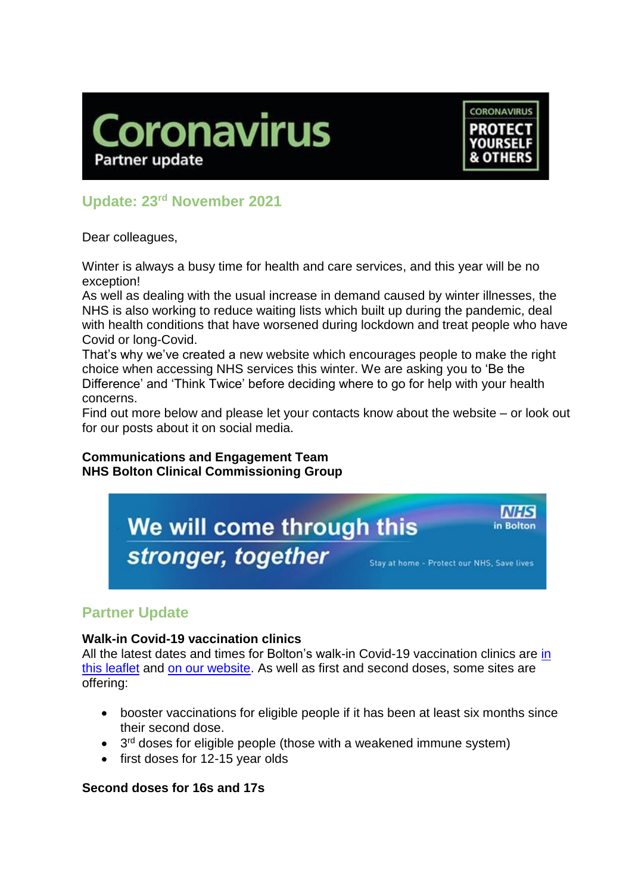# Coronavirus

Partner update

CORONAVIRUS PROTECT YOURSELF & OTHERS

## Update: 23rd November 2021

Dear colleagues,

Winter is always a busy time for health and care services, and this year will be no exception!
As well as dealing with the usual increase in demand caused by winter illnesses, the NHS is also working to reduce waiting lists which built up during the pandemic, deal with health conditions that have worsened during lockdown and treat people who have Covid or long-Covid.
That's why we've created a new website which encourages people to make the right choice when accessing NHS services this winter. We are asking you to 'Be the Difference' and 'Think Twice' before deciding where to go for help with your health concerns.
Find out more below and please let your contacts know about the website – or look out for our posts about it on social media.

**Communications and Engagement Team**
**NHS Bolton Clinical Commissioning Group**

We will come through this *stronger, together*

NHS in Bolton

Stay at home - Protect our NHS, Save lives

## Partner Update

**Walk-in Covid-19 vaccination clinics**
All the latest dates and times for Bolton's walk-in Covid-19 vaccination clinics are in this leaflet and on our website. As well as first and second doses, some sites are offering:

- booster vaccinations for eligible people if it has been at least six months since their second dose.
- 3rd doses for eligible people (those with a weakened immune system)
- first doses for 12-15 year olds

**Second doses for 16s and 17s**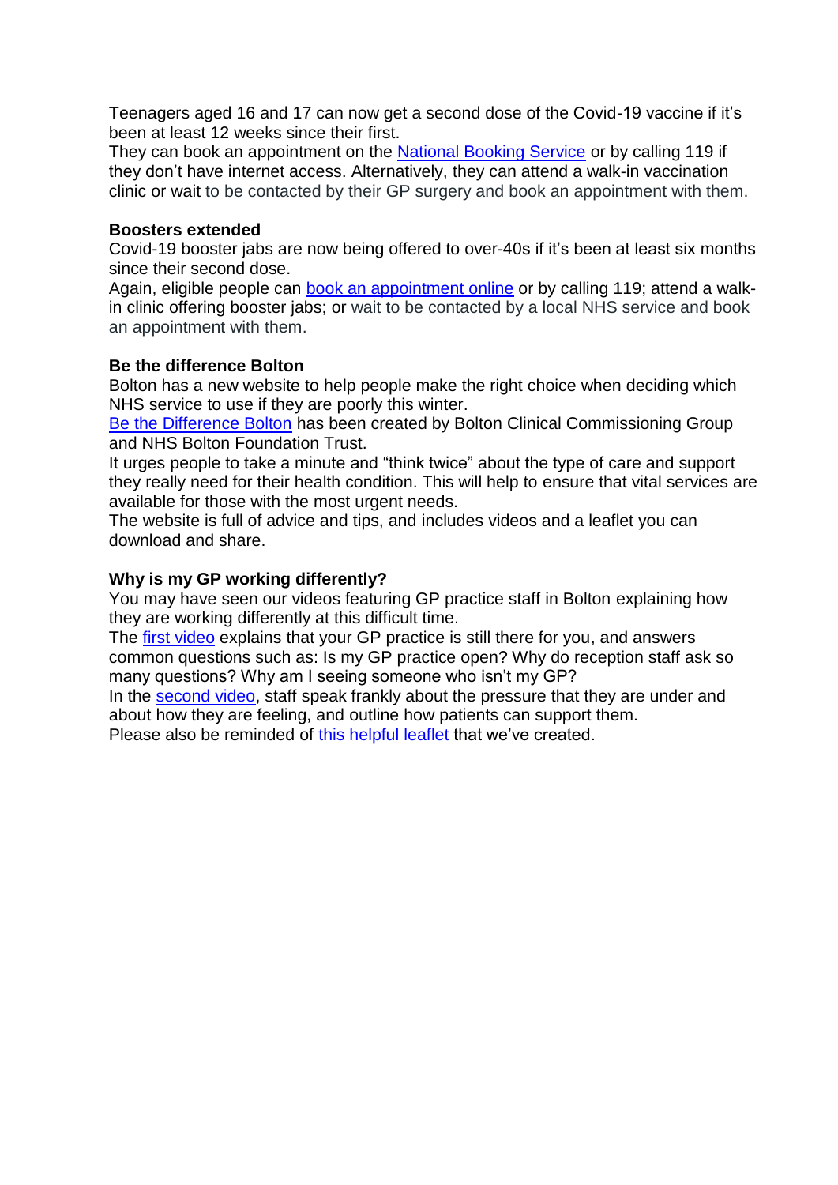Teenagers aged 16 and 17 can now get a second dose of the Covid-19 vaccine if it's been at least 12 weeks since their first.
They can book an appointment on the National Booking Service or by calling 119 if they don't have internet access. Alternatively, they can attend a walk-in vaccination clinic or wait to be contacted by their GP surgery and book an appointment with them.

**Boosters extended**
Covid-19 booster jabs are now being offered to over-40s if it's been at least six months since their second dose.
Again, eligible people can book an appointment online or by calling 119; attend a walk-in clinic offering booster jabs; or wait to be contacted by a local NHS service and book an appointment with them.

**Be the difference Bolton**
Bolton has a new website to help people make the right choice when deciding which NHS service to use if they are poorly this winter.
Be the Difference Bolton has been created by Bolton Clinical Commissioning Group and NHS Bolton Foundation Trust.
It urges people to take a minute and "think twice" about the type of care and support they really need for their health condition. This will help to ensure that vital services are available for those with the most urgent needs.
The website is full of advice and tips, and includes videos and a leaflet you can download and share.

**Why is my GP working differently?**
You may have seen our videos featuring GP practice staff in Bolton explaining how they are working differently at this difficult time.
The first video explains that your GP practice is still there for you, and answers common questions such as: Is my GP practice open? Why do reception staff ask so many questions? Why am I seeing someone who isn't my GP?
In the second video, staff speak frankly about the pressure that they are under and about how they are feeling, and outline how patients can support them.
Please also be reminded of this helpful leaflet that we've created.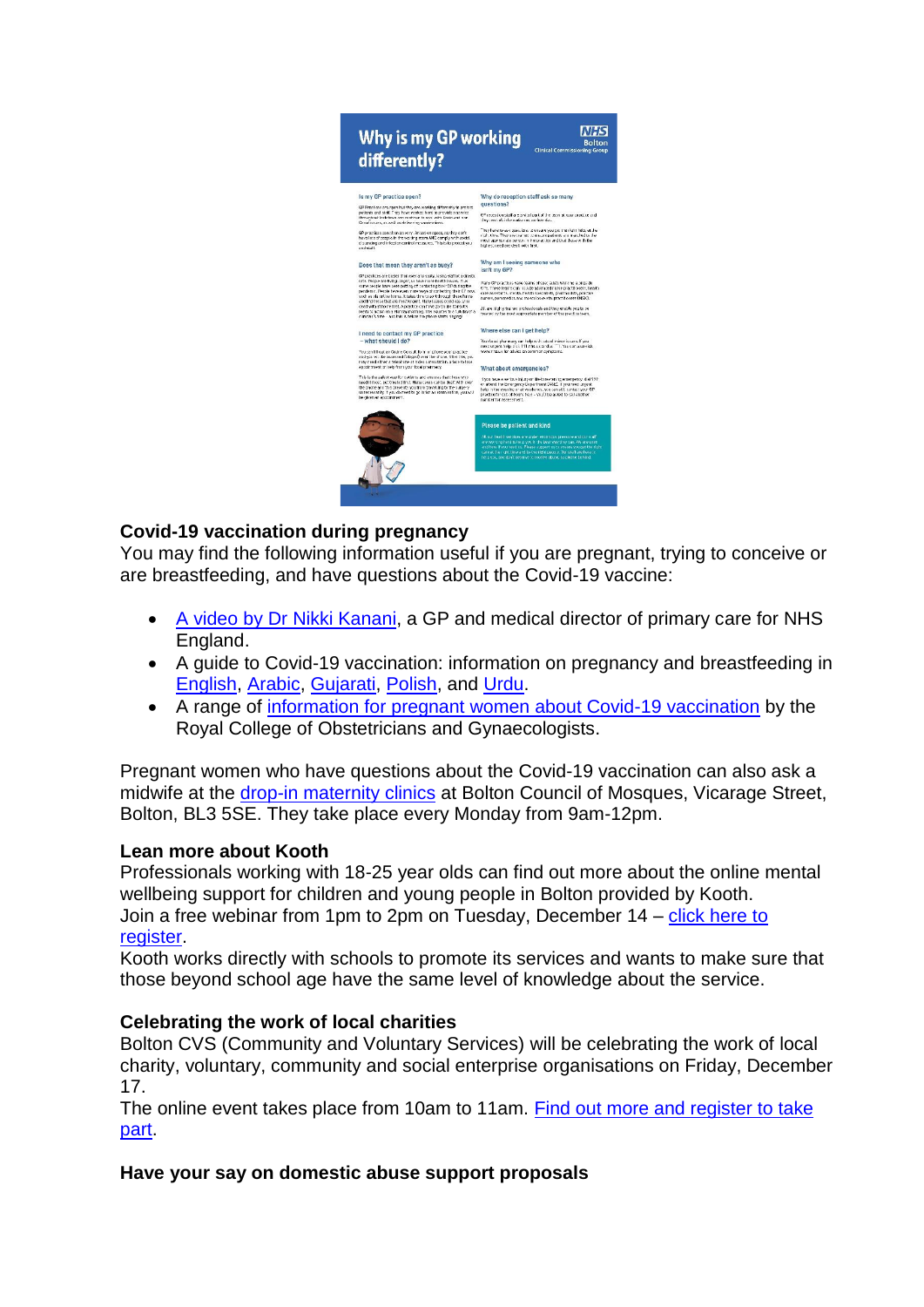### Covid-19 vaccination during pregnancy

You may find the following information useful if you are pregnant, trying to conceive or are breastfeeding, and have questions about the Covid-19 vaccine:

- A video by Dr Nikki Kanani, a GP and medical director of primary care for NHS England.
- A guide to Covid-19 vaccination: information on pregnancy and breastfeeding in English, Arabic, Gujarati, Polish, and Urdu.
- A range of information for pregnant women about Covid-19 vaccination by the Royal College of Obstetricians and Gynaecologists.

Pregnant women who have questions about the Covid-19 vaccination can also ask a midwife at the drop-in maternity clinics at Bolton Council of Mosques, Vicarage Street, Bolton, BL3 5SE. They take place every Monday from 9am-12pm.

### Lean more about Kooth

Professionals working with 18-25 year olds can find out more about the online mental wellbeing support for children and young people in Bolton provided by Kooth.
Join a free webinar from 1pm to 2pm on Tuesday, December 14 – click here to register.
Kooth works directly with schools to promote its services and wants to make sure that those beyond school age have the same level of knowledge about the service.

### Celebrating the work of local charities

Bolton CVS (Community and Voluntary Services) will be celebrating the work of local charity, voluntary, community and social enterprise organisations on Friday, December 17.
The online event takes place from 10am to 11am. Find out more and register to take part.

### Have your say on domestic abuse support proposals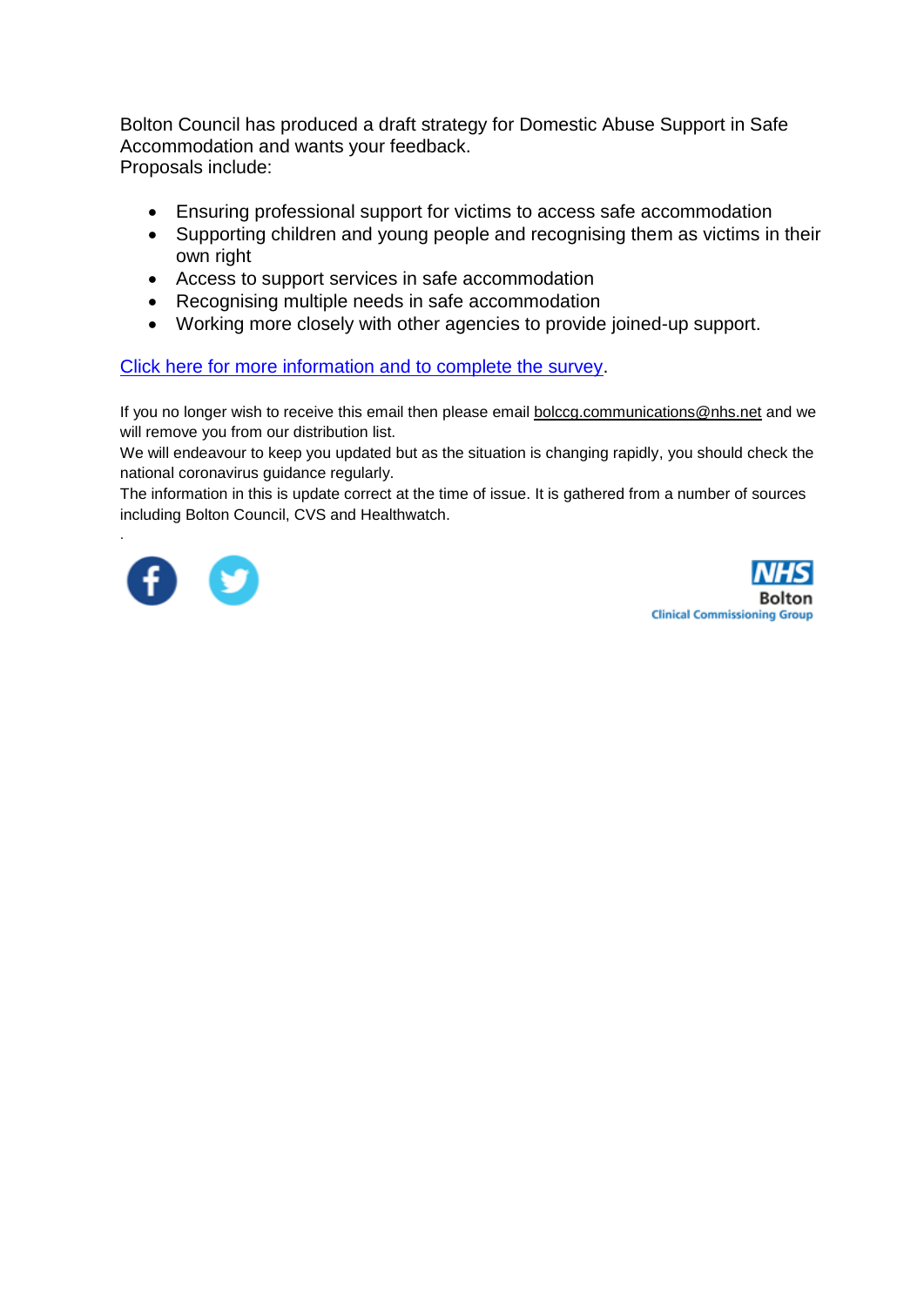Bolton Council has produced a draft strategy for Domestic Abuse Support in Safe Accommodation and wants your feedback.
Proposals include:

- Ensuring professional support for victims to access safe accommodation
- Supporting children and young people and recognising them as victims in their own right
- Access to support services in safe accommodation
- Recognising multiple needs in safe accommodation
- Working more closely with other agencies to provide joined-up support.

Click here for more information and to complete the survey.

If you no longer wish to receive this email then please email bolccg.communications@nhs.net and we will remove you from our distribution list.
We will endeavour to keep you updated but as the situation is changing rapidly, you should check the national coronavirus guidance regularly.
The information in this is update correct at the time of issue. It is gathered from a number of sources including Bolton Council, CVS and Healthwatch.

NHS Bolton Clinical Commissioning Group